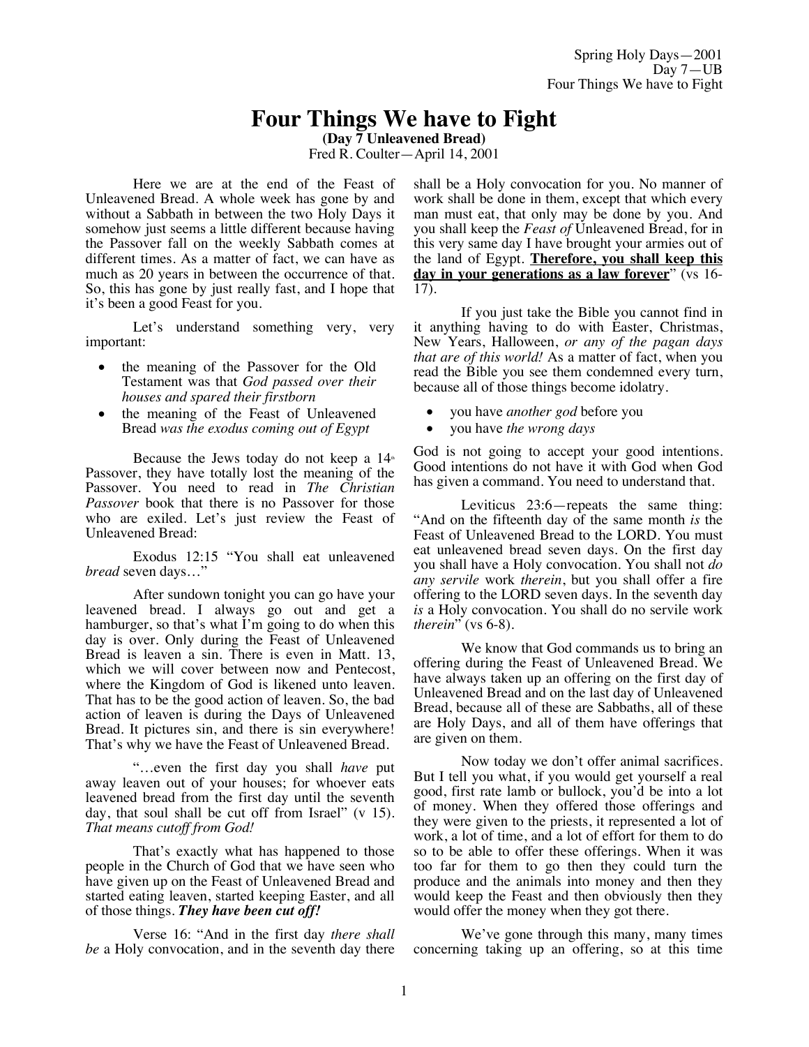# Four Things We have to Fight

**(Day 7 Unleavened Bread)**

Fred R. Coulter—April 14, 2001

Here we are at the end of the Feast of Unleavened Bread. A whole week has gone by and without a Sabbath in between the two Holy Days it somehow just seems a little different because having the Passover fall on the weekly Sabbath comes at different times. As a matter of fact, we can have as much as 20 years in between the occurrence of that. So, this has gone by just really fast, and I hope that it's been a good Feast for you.

Let's understand something very, very important:

- the meaning of the Passover for the Old Testament was that *God passed over their houses and spared their firstborn*
- the meaning of the Feast of Unleavened Bread *was the exodus coming out of Egypt*

Because the Jews today do not keep a 14th Passover, they have totally lost the meaning of the Passover. You need to read in *The Christian Passover* book that there is no Passover for those who are exiled. Let's just review the Feast of Unleavened Bread:

Exodus 12:15 "You shall eat unleavened *bread* seven days…"

After sundown tonight you can go have your leavened bread. I always go out and get a hamburger, so that's what I'm going to do when this day is over. Only during the Feast of Unleavened Bread is leaven a sin. There is even in Matt. 13, which we will cover between now and Pentecost, where the Kingdom of God is likened unto leaven. That has to be the good action of leaven. So, the bad action of leaven is during the Days of Unleavened Bread. It pictures sin, and there is sin everywhere! That's why we have the Feast of Unleavened Bread.

"…even the first day you shall *have* put away leaven out of your houses; for whoever eats leavened bread from the first day until the seventh day, that soul shall be cut off from Israel" (v 15). *That means cutoff from God!*

That's exactly what has happened to those people in the Church of God that we have seen who have given up on the Feast of Unleavened Bread and started eating leaven, started keeping Easter, and all of those things. ***They have been cut off!***

Verse 16: "And in the first day *there shall be* a Holy convocation, and in the seventh day there shall be a Holy convocation for you. No manner of work shall be done in them, except that which every man must eat, that only may be done by you. And you shall keep the *Feast of* Unleavened Bread, for in this very same day I have brought your armies out of the land of Egypt. **Therefore, you shall keep this day in your generations as a law forever**" (vs 16-17).

If you just take the Bible you cannot find in it anything having to do with Easter, Christmas, New Years, Halloween, *or any of the pagan days that are of this world!* As a matter of fact, when you read the Bible you see them condemned every turn, because all of those things become idolatry.

- you have *another god* before you
- you have *the wrong days*

God is not going to accept your good intentions. Good intentions do not have it with God when God has given a command. You need to understand that.

Leviticus 23:6—repeats the same thing: "And on the fifteenth day of the same month *is* the Feast of Unleavened Bread to the LORD. You must eat unleavened bread seven days. On the first day you shall have a Holy convocation. You shall not *do any servile* work *therein*, but you shall offer a fire offering to the LORD seven days. In the seventh day *is* a Holy convocation. You shall do no servile work *therein*" (vs 6-8).

We know that God commands us to bring an offering during the Feast of Unleavened Bread. We have always taken up an offering on the first day of Unleavened Bread and on the last day of Unleavened Bread, because all of these are Sabbaths, all of these are Holy Days, and all of them have offerings that are given on them.

Now today we don't offer animal sacrifices. But I tell you what, if you would get yourself a real good, first rate lamb or bullock, you'd be into a lot of money. When they offered those offerings and they were given to the priests, it represented a lot of work, a lot of time, and a lot of effort for them to do so to be able to offer these offerings. When it was too far for them to go then they could turn the produce and the animals into money and then they would keep the Feast and then obviously then they would offer the money when they got there.

We've gone through this many, many times concerning taking up an offering, so at this time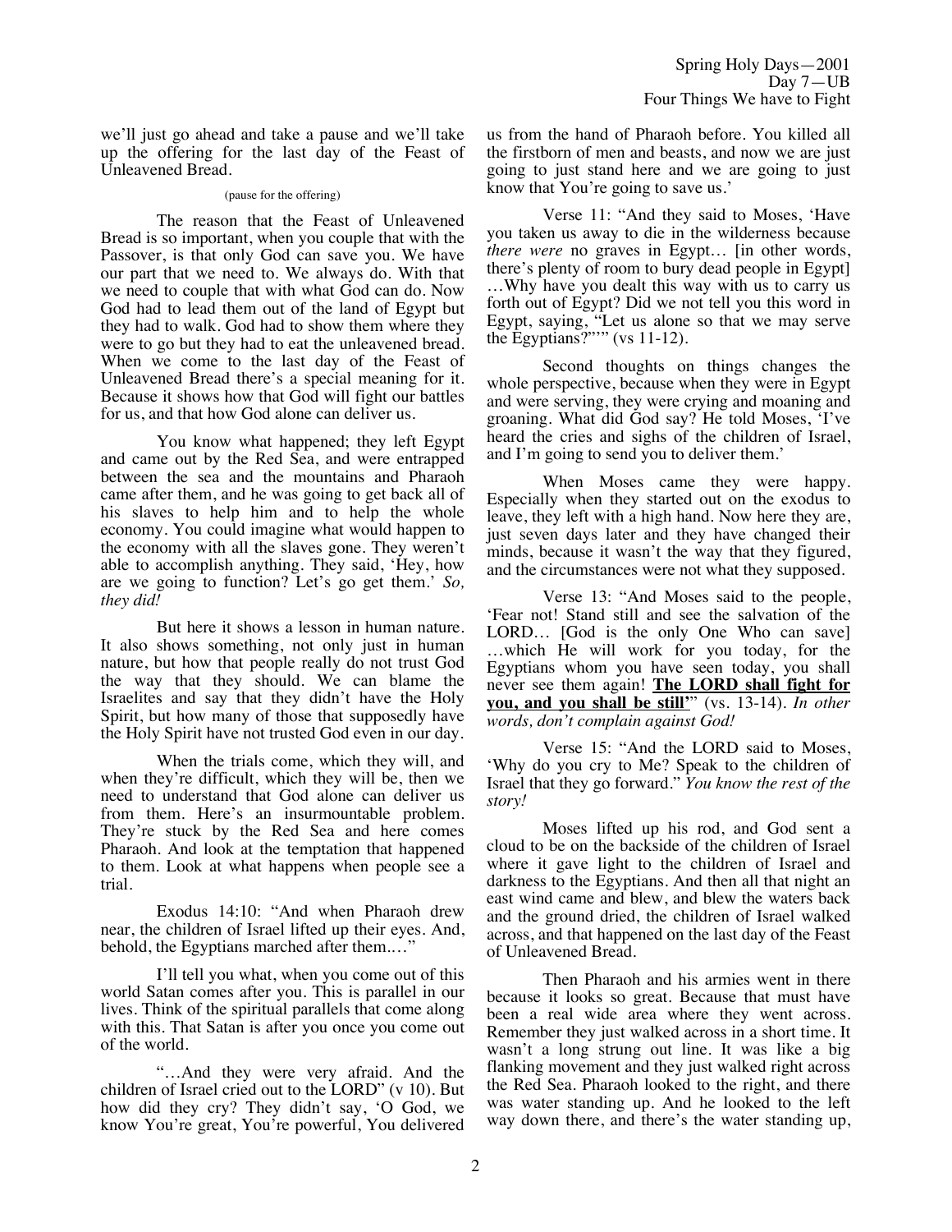we'll just go ahead and take a pause and we'll take up the offering for the last day of the Feast of Unleavened Bread.

(pause for the offering)

The reason that the Feast of Unleavened Bread is so important, when you couple that with the Passover, is that only God can save you. We have our part that we need to. We always do. With that we need to couple that with what God can do. Now God had to lead them out of the land of Egypt but they had to walk. God had to show them where they were to go but they had to eat the unleavened bread. When we come to the last day of the Feast of Unleavened Bread there's a special meaning for it. Because it shows how that God will fight our battles for us, and that how God alone can deliver us.

You know what happened; they left Egypt and came out by the Red Sea, and were entrapped between the sea and the mountains and Pharaoh came after them, and he was going to get back all of his slaves to help him and to help the whole economy. You could imagine what would happen to the economy with all the slaves gone. They weren't able to accomplish anything. They said, 'Hey, how are we going to function? Let's go get them.' *So, they did!*

But here it shows a lesson in human nature. It also shows something, not only just in human nature, but how that people really do not trust God the way that they should. We can blame the Israelites and say that they didn't have the Holy Spirit, but how many of those that supposedly have the Holy Spirit have not trusted God even in our day.

When the trials come, which they will, and when they're difficult, which they will be, then we need to understand that God alone can deliver us from them. Here's an insurmountable problem. They're stuck by the Red Sea and here comes Pharaoh. And look at the temptation that happened to them. Look at what happens when people see a trial.

Exodus 14:10: "And when Pharaoh drew near, the children of Israel lifted up their eyes. And, behold, the Egyptians marched after them...."

I'll tell you what, when you come out of this world Satan comes after you. This is parallel in our lives. Think of the spiritual parallels that come along with this. That Satan is after you once you come out of the world.

"...And they were very afraid. And the children of Israel cried out to the LORD" (v 10). But how did they cry? They didn't say, 'O God, we know You're great, You're powerful, You delivered us from the hand of Pharaoh before. You killed all the firstborn of men and beasts, and now we are just going to just stand here and we are going to just know that You're going to save us.'

Verse 11: "And they said to Moses, 'Have you taken us away to die in the wilderness because *there were* no graves in Egypt... [in other words, there's plenty of room to bury dead people in Egypt] ...Why have you dealt this way with us to carry us forth out of Egypt? Did we not tell you this word in Egypt, saying, "Let us alone so that we may serve the Egyptians?"'" (vs 11-12).

Second thoughts on things changes the whole perspective, because when they were in Egypt and were serving, they were crying and moaning and groaning. What did God say? He told Moses, 'I've heard the cries and sighs of the children of Israel, and I'm going to send you to deliver them.'

When Moses came they were happy. Especially when they started out on the exodus to leave, they left with a high hand. Now here they are, just seven days later and they have changed their minds, because it wasn't the way that they figured, and the circumstances were not what they supposed.

Verse 13: "And Moses said to the people, 'Fear not! Stand still and see the salvation of the LORD... [God is the only One Who can save] ...which He will work for you today, for the Egyptians whom you have seen today, you shall never see them again! **<u>The LORD shall fight for you, and you shall be still</u>'**" (vs. 13-14). *In other words, don't complain against God!*

Verse 15: "And the LORD said to Moses, 'Why do you cry to Me? Speak to the children of Israel that they go forward." *You know the rest of the story!*

Moses lifted up his rod, and God sent a cloud to be on the backside of the children of Israel where it gave light to the children of Israel and darkness to the Egyptians. And then all that night an east wind came and blew, and blew the waters back and the ground dried, the children of Israel walked across, and that happened on the last day of the Feast of Unleavened Bread.

Then Pharaoh and his armies went in there because it looks so great. Because that must have been a real wide area where they went across. Remember they just walked across in a short time. It wasn't a long strung out line. It was like a big flanking movement and they just walked right across the Red Sea. Pharaoh looked to the right, and there was water standing up. And he looked to the left way down there, and there's the water standing up,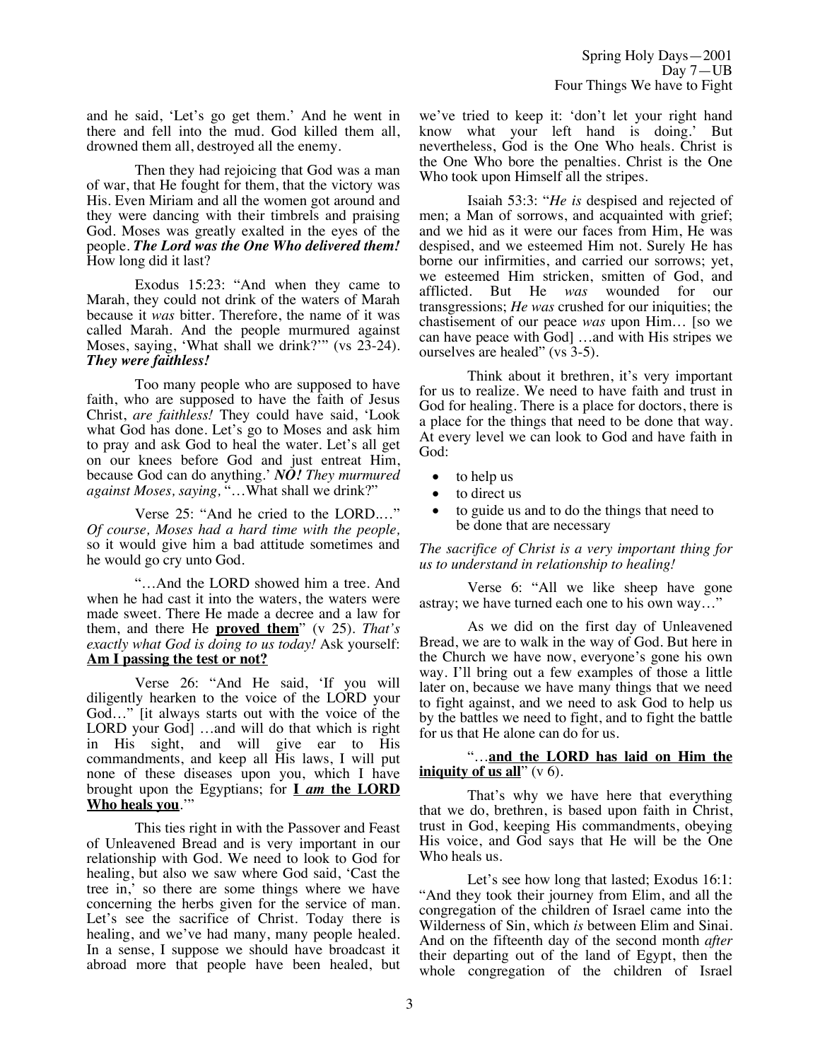and he said, 'Let's go get them.' And he went in there and fell into the mud. God killed them all, drowned them all, destroyed all the enemy.

Then they had rejoicing that God was a man of war, that He fought for them, that the victory was His. Even Miriam and all the women got around and they were dancing with their timbrels and praising God. Moses was greatly exalted in the eyes of the people. ***The Lord was the One Who delivered them!*** How long did it last?

Exodus 15:23: "And when they came to Marah, they could not drink of the waters of Marah because it *was* bitter. Therefore, the name of it was called Marah. And the people murmured against Moses, saying, 'What shall we drink?'" (vs 23-24). ***They were faithless!***

Too many people who are supposed to have faith, who are supposed to have the faith of Jesus Christ, *are faithless!* They could have said, 'Look what God has done. Let's go to Moses and ask him to pray and ask God to heal the water. Let's all get on our knees before God and just entreat Him, because God can do anything.' ***NO!*** *They murmured against Moses, saying,* "…What shall we drink?"

Verse 25: "And he cried to the LORD.…" *Of course, Moses had a hard time with the people,* so it would give him a bad attitude sometimes and he would go cry unto God.

"…And the LORD showed him a tree. And when he had cast it into the waters, the waters were made sweet. There He made a decree and a law for them, and there He **proved them**" (v 25). *That's exactly what God is doing to us today!* Ask yourself: **Am I passing the test or not?**

Verse 26: "And He said, 'If you will diligently hearken to the voice of the LORD your God…" [it always starts out with the voice of the LORD your God] …and will do that which is right in His sight, and will give ear to His commandments, and keep all His laws, I will put none of these diseases upon you, which I have brought upon the Egyptians; for **I *am* the LORD Who heals you**.'"

This ties right in with the Passover and Feast of Unleavened Bread and is very important in our relationship with God. We need to look to God for healing, but also we saw where God said, 'Cast the tree in,' so there are some things where we have concerning the herbs given for the service of man. Let's see the sacrifice of Christ. Today there is healing, and we've had many, many people healed. In a sense, I suppose we should have broadcast it abroad more that people have been healed, but we've tried to keep it: 'don't let your right hand know what your left hand is doing.' But nevertheless, God is the One Who heals. Christ is the One Who bore the penalties. Christ is the One Who took upon Himself all the stripes.

Isaiah 53:3: "*He is* despised and rejected of men; a Man of sorrows, and acquainted with grief; and we hid as it were our faces from Him, He was despised, and we esteemed Him not. Surely He has borne our infirmities, and carried our sorrows; yet, we esteemed Him stricken, smitten of God, and afflicted. But He *was* wounded for our transgressions; *He was* crushed for our iniquities; the chastisement of our peace *was* upon Him… [so we can have peace with God] …and with His stripes we ourselves are healed" (vs 3-5).

Think about it brethren, it's very important for us to realize. We need to have faith and trust in God for healing. There is a place for doctors, there is a place for the things that need to be done that way. At every level we can look to God and have faith in God:

- to help us
- to direct us
- to guide us and to do the things that need to be done that are necessary

*The sacrifice of Christ is a very important thing for us to understand in relationship to healing!*

Verse 6: "All we like sheep have gone astray; we have turned each one to his own way…"

As we did on the first day of Unleavened Bread, we are to walk in the way of God. But here in the Church we have now, everyone's gone his own way. I'll bring out a few examples of those a little later on, because we have many things that we need to fight against, and we need to ask God to help us by the battles we need to fight, and to fight the battle for us that He alone can do for us.

"…**and the LORD has laid on Him the iniquity of us all**" (v 6).

That's why we have here that everything that we do, brethren, is based upon faith in Christ, trust in God, keeping His commandments, obeying His voice, and God says that He will be the One Who heals us.

Let's see how long that lasted; Exodus 16:1: "And they took their journey from Elim, and all the congregation of the children of Israel came into the Wilderness of Sin, which *is* between Elim and Sinai. And on the fifteenth day of the second month *after* their departing out of the land of Egypt, then the whole congregation of the children of Israel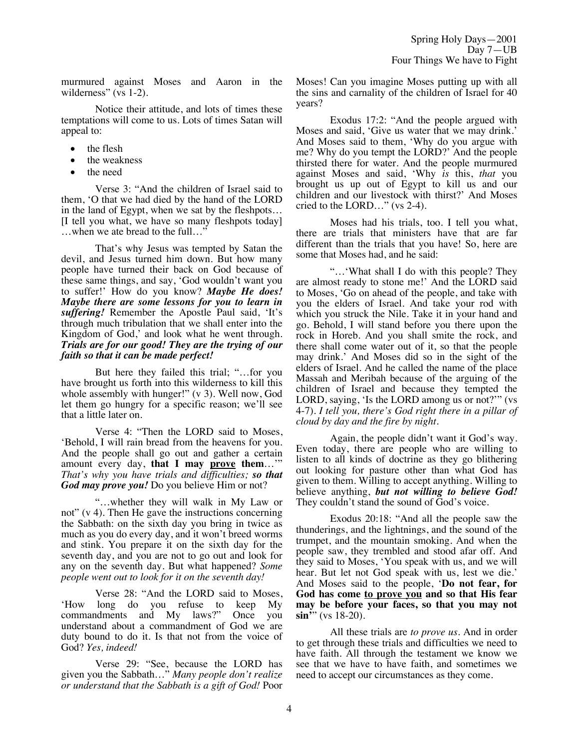murmured against Moses and Aaron in the wilderness" (vs 1-2).

Notice their attitude, and lots of times these temptations will come to us. Lots of times Satan will appeal to:

- the flesh
- the weakness
- the need

Verse 3: "And the children of Israel said to them, 'O that we had died by the hand of the LORD in the land of Egypt, when we sat by the fleshpots… [I tell you what, we have so many fleshpots today] …when we ate bread to the full…"

That's why Jesus was tempted by Satan the devil, and Jesus turned him down. But how many people have turned their back on God because of these same things, and say, 'God wouldn't want you to suffer!' How do you know? ***Maybe He does! Maybe there are some lessons for you to learn in suffering!*** Remember the Apostle Paul said, 'It's through much tribulation that we shall enter into the Kingdom of God,' and look what he went through. ***Trials are for our good! They are the trying of our faith so that it can be made perfect!***

But here they failed this trial; "…for you have brought us forth into this wilderness to kill this whole assembly with hunger!" (v 3). Well now, God let them go hungry for a specific reason; we'll see that a little later on.

Verse 4: "Then the LORD said to Moses, 'Behold, I will rain bread from the heavens for you. And the people shall go out and gather a certain amount every day, **that I may <u>prove</u> them**…'" *That's why you have trials and difficulties; **so that God may prove you!*** Do you believe Him or not?

"…whether they will walk in My Law or not" (v 4). Then He gave the instructions concerning the Sabbath: on the sixth day you bring in twice as much as you do every day, and it won't breed worms and stink. You prepare it on the sixth day for the seventh day, and you are not to go out and look for any on the seventh day. But what happened? *Some people went out to look for it on the seventh day!*

Verse 28: "And the LORD said to Moses, 'How long do you refuse to keep My commandments and My laws?" Once you understand about a commandment of God we are duty bound to do it. Is that not from the voice of God? *Yes, indeed!*

Verse 29: "See, because the LORD has given you the Sabbath…" *Many people don't realize or understand that the Sabbath is a gift of God!* Poor Moses! Can you imagine Moses putting up with all the sins and carnality of the children of Israel for 40 years?

Exodus 17:2: "And the people argued with Moses and said, 'Give us water that we may drink.' And Moses said to them, 'Why do you argue with me? Why do you tempt the LORD?' And the people thirsted there for water. And the people murmured against Moses and said, 'Why *is* this, *that* you brought us up out of Egypt to kill us and our children and our livestock with thirst?' And Moses cried to the LORD…" (vs 2-4).

Moses had his trials, too. I tell you what, there are trials that ministers have that are far different than the trials that you have! So, here are some that Moses had, and he said:

"…'What shall I do with this people? They are almost ready to stone me!' And the LORD said to Moses, 'Go on ahead of the people, and take with you the elders of Israel. And take your rod with which you struck the Nile. Take it in your hand and go. Behold, I will stand before you there upon the rock in Horeb. And you shall smite the rock, and there shall come water out of it, so that the people may drink.' And Moses did so in the sight of the elders of Israel. And he called the name of the place Massah and Meribah because of the arguing of the children of Israel and because they tempted the LORD, saying, 'Is the LORD among us or not?'" (vs 4-7). *I tell you, there's God right there in a pillar of cloud by day and the fire by night.*

Again, the people didn't want it God's way. Even today, there are people who are willing to listen to all kinds of doctrine as they go blithering out looking for pasture other than what God has given to them. Willing to accept anything. Willing to believe anything, ***but not willing to believe God!*** They couldn't stand the sound of God's voice.

Exodus 20:18: "And all the people saw the thunderings, and the lightnings, and the sound of the trumpet, and the mountain smoking. And when the people saw, they trembled and stood afar off. And they said to Moses, 'You speak with us, and we will hear. But let not God speak with us, lest we die.' And Moses said to the people, '**Do not fear, for God has come <u>to prove you</u> and so that His fear may be before your faces, so that you may not sin**'" (vs 18-20).

All these trials are *to prove us*. And in order to get through these trials and difficulties we need to have faith. All through the testament we know we see that we have to have faith, and sometimes we need to accept our circumstances as they come.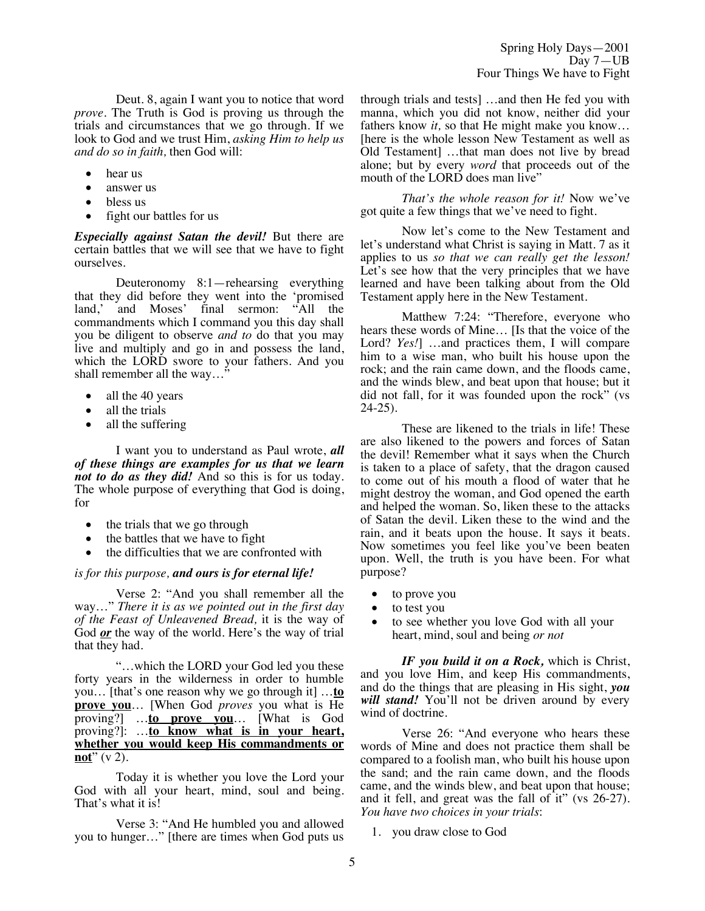Deut. 8, again I want you to notice that word *prove*. The Truth is God is proving us through the trials and circumstances that we go through. If we look to God and we trust Him, *asking Him to help us and do so in faith,* then God will:

- hear us
- answer us
- bless us
- fight our battles for us

***Especially against Satan the devil!*** But there are certain battles that we will see that we have to fight ourselves.

Deuteronomy 8:1—rehearsing everything that they did before they went into the 'promised land,' and Moses' final sermon: "All the commandments which I command you this day shall you be diligent to observe *and to* do that you may live and multiply and go in and possess the land, which the LORD swore to your fathers. And you shall remember all the way…"

- all the 40 years
- all the trials
- all the suffering

I want you to understand as Paul wrote, ***all of these things are examples for us that we learn not to do as they did!*** And so this is for us today. The whole purpose of everything that God is doing, for

- the trials that we go through
- the battles that we have to fight
- the difficulties that we are confronted with

*is for this purpose, **and ours is for eternal life!***

Verse 2: "And you shall remember all the way…" *There it is as we pointed out in the first day of the Feast of Unleavened Bread,* it is the way of God ***or*** the way of the world. Here's the way of trial that they had.

"…which the LORD your God led you these forty years in the wilderness in order to humble you… [that's one reason why we go through it] …**<u>to prove you</u>**… [When God *proves* you what is He proving?] …**<u>to prove you</u>**… [What is God proving?]: …**<u>to know what is in your heart, whether you would keep His commandments or not</u>**" (v 2).

Today it is whether you love the Lord your God with all your heart, mind, soul and being. That's what it is!

Verse 3: "And He humbled you and allowed you to hunger…" [there are times when God puts us through trials and tests] …and then He fed you with manna, which you did not know, neither did your fathers know *it,* so that He might make you know… [here is the whole lesson New Testament as well as Old Testament] …that man does not live by bread alone; but by every *word* that proceeds out of the mouth of the LORD does man live"

*That's the whole reason for it!* Now we've got quite a few things that we've need to fight.

Now let's come to the New Testament and let's understand what Christ is saying in Matt. 7 as it applies to us *so that we can really get the lesson!* Let's see how that the very principles that we have learned and have been talking about from the Old Testament apply here in the New Testament.

Matthew 7:24: "Therefore, everyone who hears these words of Mine… [Is that the voice of the Lord? *Yes!*] …and practices them, I will compare him to a wise man, who built his house upon the rock; and the rain came down, and the floods came, and the winds blew, and beat upon that house; but it did not fall, for it was founded upon the rock" (vs 24-25).

These are likened to the trials in life! These are also likened to the powers and forces of Satan the devil! Remember what it says when the Church is taken to a place of safety, that the dragon caused to come out of his mouth a flood of water that he might destroy the woman, and God opened the earth and helped the woman. So, liken these to the attacks of Satan the devil. Liken these to the wind and the rain, and it beats upon the house. It says it beats. Now sometimes you feel like you've been beaten upon. Well, the truth is you have been. For what purpose?

- to prove you
- to test you
- to see whether you love God with all your heart, mind, soul and being *or not*

***IF you build it on a Rock,*** which is Christ, and you love Him, and keep His commandments, and do the things that are pleasing in His sight, ***you will stand!*** You'll not be driven around by every wind of doctrine.

Verse 26: "And everyone who hears these words of Mine and does not practice them shall be compared to a foolish man, who built his house upon the sand; and the rain came down, and the floods came, and the winds blew, and beat upon that house; and it fell, and great was the fall of it" (vs 26-27). *You have two choices in your trials*:

1. you draw close to God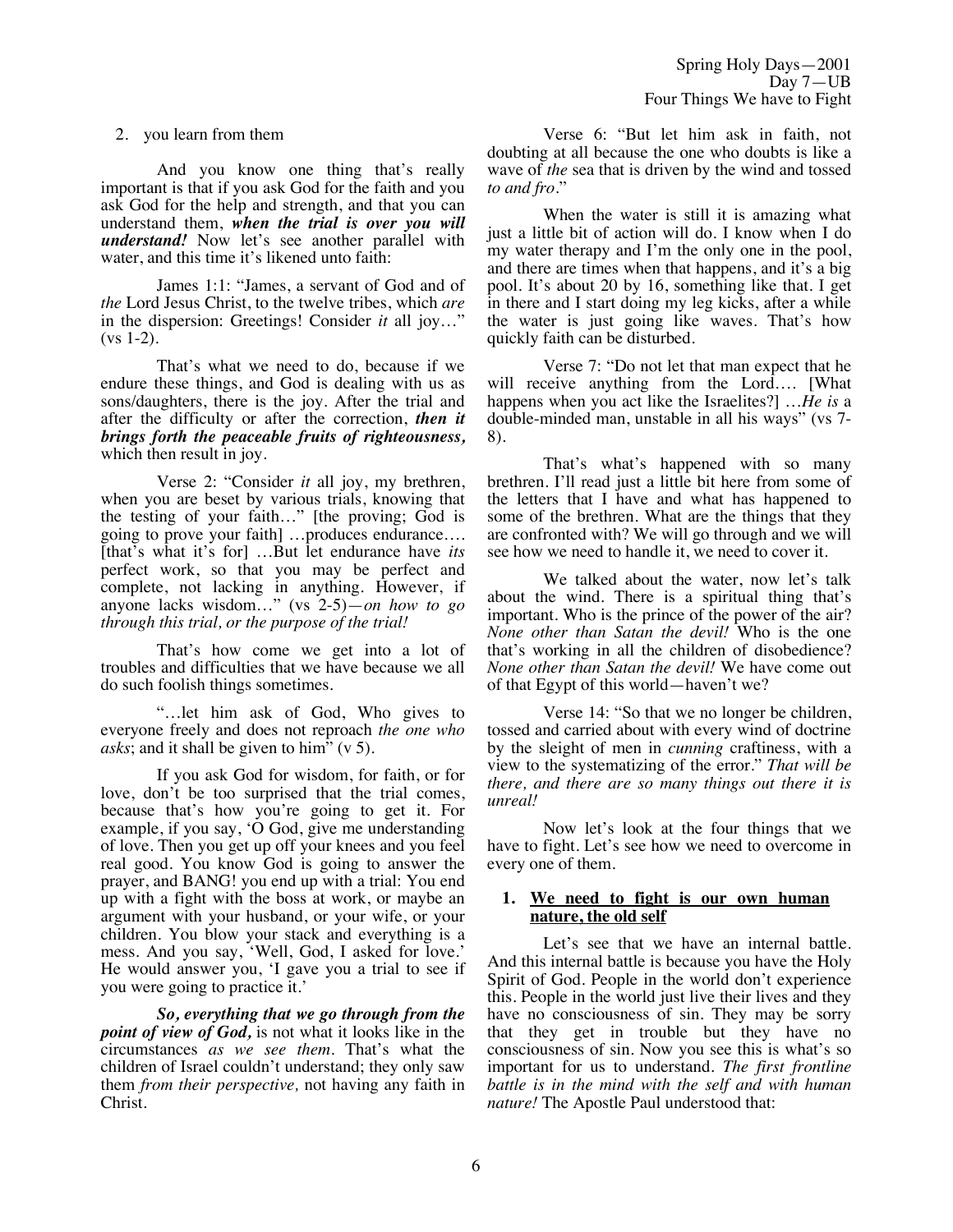2. you learn from them

And you know one thing that's really important is that if you ask God for the faith and you ask God for the help and strength, and that you can understand them, ***when the trial is over you will understand!*** Now let's see another parallel with water, and this time it's likened unto faith:

James 1:1: "James, a servant of God and of *the* Lord Jesus Christ, to the twelve tribes, which *are* in the dispersion: Greetings! Consider *it* all joy…" (vs 1-2).

That's what we need to do, because if we endure these things, and God is dealing with us as sons/daughters, there is the joy. After the trial and after the difficulty or after the correction, ***then it brings forth the peaceable fruits of righteousness,*** which then result in joy.

Verse 2: "Consider *it* all joy, my brethren, when you are beset by various trials, knowing that the testing of your faith…" [the proving; God is going to prove your faith] …produces endurance…. [that's what it's for] …But let endurance have *its* perfect work, so that you may be perfect and complete, not lacking in anything. However, if anyone lacks wisdom…" (vs 2-5)—*on how to go through this trial, or the purpose of the trial!*

That's how come we get into a lot of troubles and difficulties that we have because we all do such foolish things sometimes.

"…let him ask of God, Who gives to everyone freely and does not reproach *the one who asks*; and it shall be given to him" (v 5).

If you ask God for wisdom, for faith, or for love, don't be too surprised that the trial comes, because that's how you're going to get it. For example, if you say, 'O God, give me understanding of love. Then you get up off your knees and you feel real good. You know God is going to answer the prayer, and BANG! you end up with a trial: You end up with a fight with the boss at work, or maybe an argument with your husband, or your wife, or your children. You blow your stack and everything is a mess. And you say, 'Well, God, I asked for love.' He would answer you, 'I gave you a trial to see if you were going to practice it.'

***So, everything that we go through from the point of view of God,*** is not what it looks like in the circumstances *as we see them*. That's what the children of Israel couldn't understand; they only saw them *from their perspective,* not having any faith in Christ.

Verse 6: "But let him ask in faith, not doubting at all because the one who doubts is like a wave of *the* sea that is driven by the wind and tossed *to and fro*."

When the water is still it is amazing what just a little bit of action will do. I know when I do my water therapy and I'm the only one in the pool, and there are times when that happens, and it's a big pool. It's about 20 by 16, something like that. I get in there and I start doing my leg kicks, after a while the water is just going like waves. That's how quickly faith can be disturbed.

Verse 7: "Do not let that man expect that he will receive anything from the Lord…. [What happens when you act like the Israelites?] …*He is* a double-minded man, unstable in all his ways" (vs 7-8).

That's what's happened with so many brethren. I'll read just a little bit here from some of the letters that I have and what has happened to some of the brethren. What are the things that they are confronted with? We will go through and we will see how we need to handle it, we need to cover it.

We talked about the water, now let's talk about the wind. There is a spiritual thing that's important. Who is the prince of the power of the air? *None other than Satan the devil!* Who is the one that's working in all the children of disobedience? *None other than Satan the devil!* We have come out of that Egypt of this world—haven't we?

Verse 14: "So that we no longer be children, tossed and carried about with every wind of doctrine by the sleight of men in *cunning* craftiness, with a view to the systematizing of the error." *That will be there, and there are so many things out there it is unreal!*

Now let's look at the four things that we have to fight. Let's see how we need to overcome in every one of them.

1. **<u>We need to fight is our own human nature, the old self</u>**

Let's see that we have an internal battle. And this internal battle is because you have the Holy Spirit of God. People in the world don't experience this. People in the world just live their lives and they have no consciousness of sin. They may be sorry that they get in trouble but they have no consciousness of sin. Now you see this is what's so important for us to understand. *The first frontline battle is in the mind with the self and with human nature!* The Apostle Paul understood that: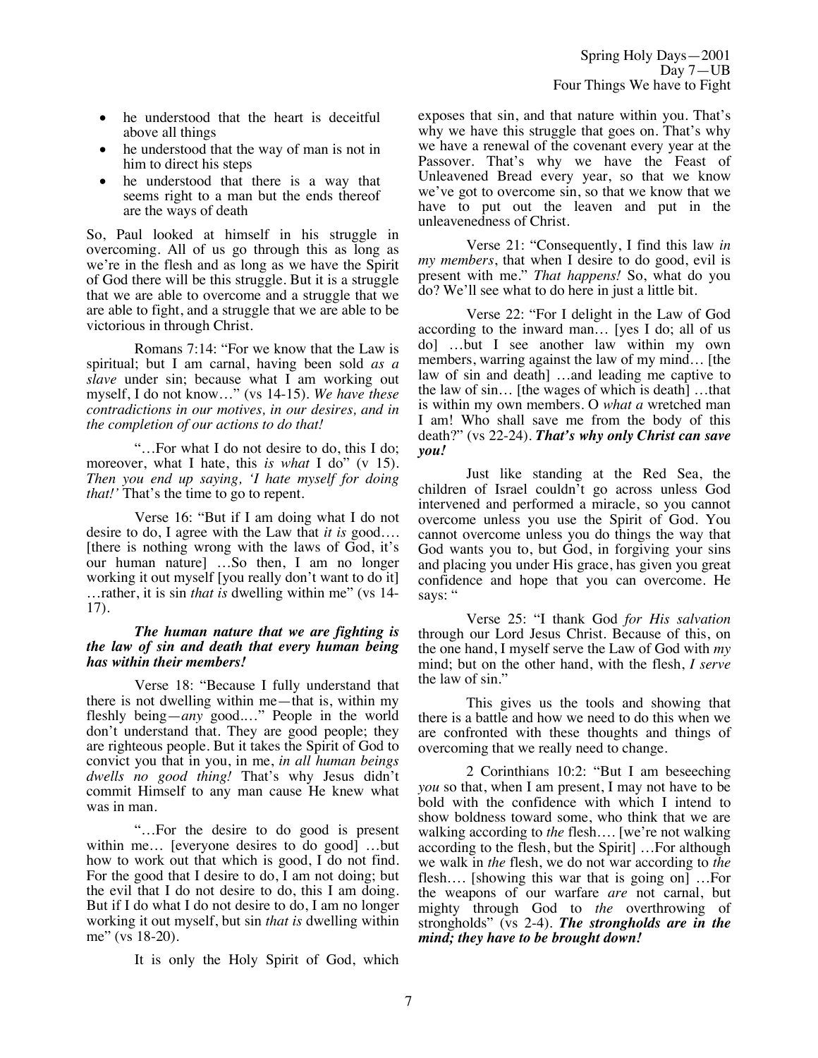- he understood that the heart is deceitful above all things
- he understood that the way of man is not in him to direct his steps
- he understood that there is a way that seems right to a man but the ends thereof are the ways of death

So, Paul looked at himself in his struggle in overcoming. All of us go through this as long as we're in the flesh and as long as we have the Spirit of God there will be this struggle. But it is a struggle that we are able to overcome and a struggle that we are able to fight, and a struggle that we are able to be victorious in through Christ.

Romans 7:14: "For we know that the Law is spiritual; but I am carnal, having been sold *as a slave* under sin; because what I am working out myself, I do not know…" (vs 14-15). *We have these contradictions in our motives, in our desires, and in the completion of our actions to do that!*

"…For what I do not desire to do, this I do; moreover, what I hate, this *is what* I do" (v 15). *Then you end up saying, 'I hate myself for doing that!'* That's the time to go to repent.

Verse 16: "But if I am doing what I do not desire to do, I agree with the Law that *it is* good…. [there is nothing wrong with the laws of God, it's our human nature] …So then, I am no longer working it out myself [you really don't want to do it] …rather, it is sin *that is* dwelling within me" (vs 14-17).

***The human nature that we are fighting is the law of sin and death that every human being has within their members!***

Verse 18: "Because I fully understand that there is not dwelling within me—that is, within my fleshly being—*any* good.…" People in the world don't understand that. They are good people; they are righteous people. But it takes the Spirit of God to convict you that in you, in me, *in all human beings dwells no good thing!* That's why Jesus didn't commit Himself to any man cause He knew what was in man.

"…For the desire to do good is present within me… [everyone desires to do good] …but how to work out that which is good, I do not find. For the good that I desire to do, I am not doing; but the evil that I do not desire to do, this I am doing. But if I do what I do not desire to do, I am no longer working it out myself, but sin *that is* dwelling within me" (vs 18-20).

It is only the Holy Spirit of God, which exposes that sin, and that nature within you. That's why we have this struggle that goes on. That's why we have a renewal of the covenant every year at the Passover. That's why we have the Feast of Unleavened Bread every year, so that we know we've got to overcome sin, so that we know that we have to put out the leaven and put in the unleavenedness of Christ.

Verse 21: "Consequently, I find this law *in my members*, that when I desire to do good, evil is present with me." *That happens!* So, what do you do? We'll see what to do here in just a little bit.

Verse 22: "For I delight in the Law of God according to the inward man… [yes I do; all of us do] …but I see another law within my own members, warring against the law of my mind… [the law of sin and death] …and leading me captive to the law of sin… [the wages of which is death] …that is within my own members. O *what a* wretched man I am! Who shall save me from the body of this death?" (vs 22-24). ***That's why only Christ can save you!***

Just like standing at the Red Sea, the children of Israel couldn't go across unless God intervened and performed a miracle, so you cannot overcome unless you use the Spirit of God. You cannot overcome unless you do things the way that God wants you to, but God, in forgiving your sins and placing you under His grace, has given you great confidence and hope that you can overcome. He says: "

Verse 25: "I thank God *for His salvation* through our Lord Jesus Christ. Because of this, on the one hand, I myself serve the Law of God with *my* mind; but on the other hand, with the flesh, *I serve* the law of sin."

This gives us the tools and showing that there is a battle and how we need to do this when we are confronted with these thoughts and things of overcoming that we really need to change.

2 Corinthians 10:2: "But I am beseeching *you* so that, when I am present, I may not have to be bold with the confidence with which I intend to show boldness toward some, who think that we are walking according to *the* flesh…. [we're not walking according to the flesh, but the Spirit] …For although we walk in *the* flesh, we do not war according to *the* flesh…. [showing this war that is going on] …For the weapons of our warfare *are* not carnal, but mighty through God to *the* overthrowing of strongholds" (vs 2-4). ***The strongholds are in the mind; they have to be brought down!***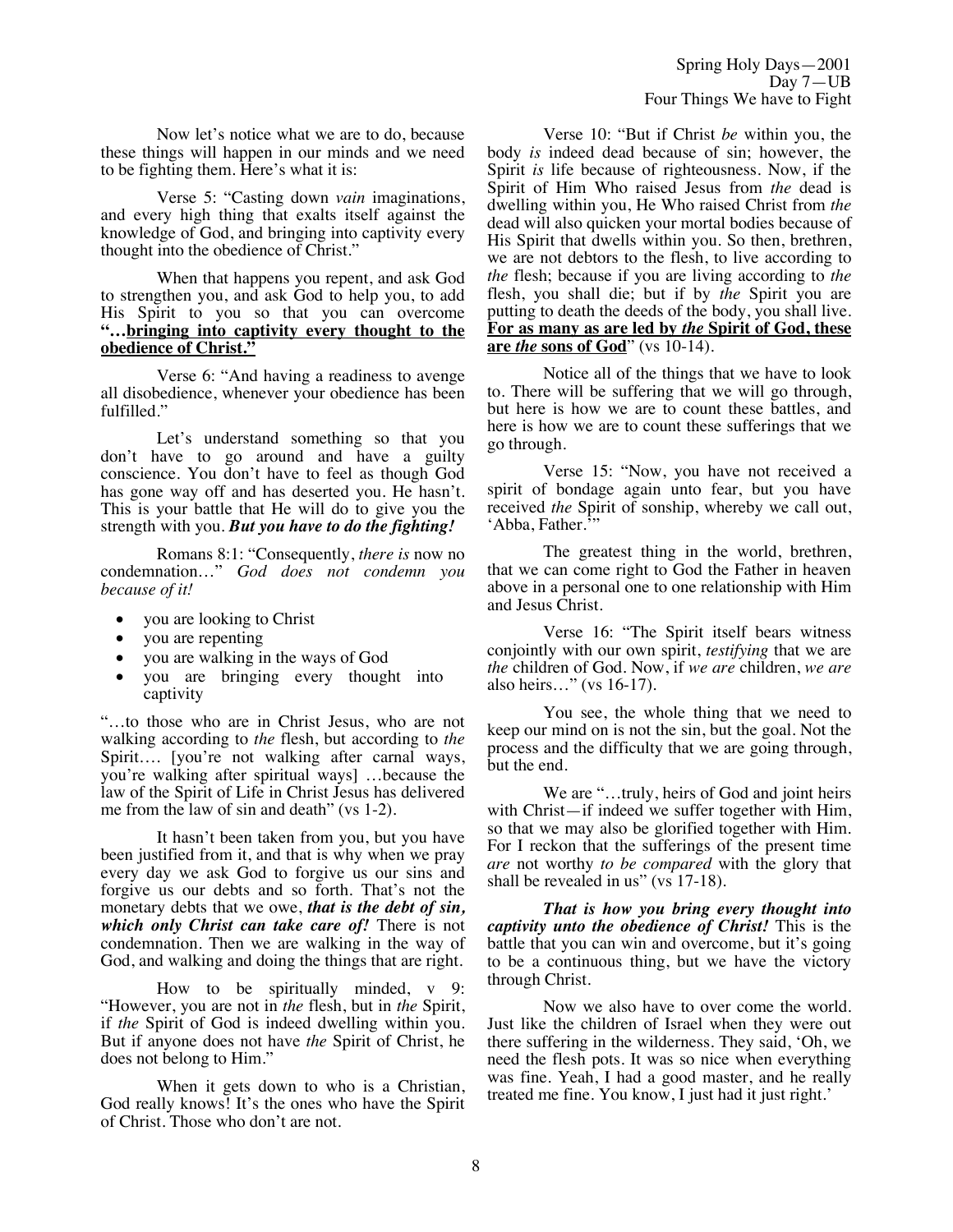Now let's notice what we are to do, because these things will happen in our minds and we need to be fighting them. Here's what it is:

Verse 5: "Casting down *vain* imaginations, and every high thing that exalts itself against the knowledge of God, and bringing into captivity every thought into the obedience of Christ."

When that happens you repent, and ask God to strengthen you, and ask God to help you, to add His Spirit to you so that you can overcome **"…<u>bringing into captivity every thought to the obedience of Christ."</u>**

Verse 6: "And having a readiness to avenge all disobedience, whenever your obedience has been fulfilled."

Let's understand something so that you don't have to go around and have a guilty conscience. You don't have to feel as though God has gone way off and has deserted you. He hasn't. This is your battle that He will do to give you the strength with you. ***But you have to do the fighting!***

Romans 8:1: "Consequently, *there is* now no condemnation…" *God does not condemn you because of it!*

- you are looking to Christ
- you are repenting
- you are walking in the ways of God
- you are bringing every thought into captivity

"…to those who are in Christ Jesus, who are not walking according to *the* flesh, but according to *the* Spirit…. [you're not walking after carnal ways, you're walking after spiritual ways] …because the law of the Spirit of Life in Christ Jesus has delivered me from the law of sin and death" (vs 1-2).

It hasn't been taken from you, but you have been justified from it, and that is why when we pray every day we ask God to forgive us our sins and forgive us our debts and so forth. That's not the monetary debts that we owe, ***that is the debt of sin, which only Christ can take care of!*** There is not condemnation. Then we are walking in the way of God, and walking and doing the things that are right.

How to be spiritually minded, v 9: "However, you are not in *the* flesh, but in *the* Spirit, if *the* Spirit of God is indeed dwelling within you. But if anyone does not have *the* Spirit of Christ, he does not belong to Him."

When it gets down to who is a Christian, God really knows! It's the ones who have the Spirit of Christ. Those who don't are not.

Verse 10: "But if Christ *be* within you, the body *is* indeed dead because of sin; however, the Spirit *is* life because of righteousness. Now, if the Spirit of Him Who raised Jesus from *the* dead is dwelling within you, He Who raised Christ from *the* dead will also quicken your mortal bodies because of His Spirit that dwells within you. So then, brethren, we are not debtors to the flesh, to live according to *the* flesh; because if you are living according to *the* flesh, you shall die; but if by *the* Spirit you are putting to death the deeds of the body, you shall live. **<u>For as many as are led by *the* Spirit of God, these are *the* sons of God</u>**" (vs 10-14).

Notice all of the things that we have to look to. There will be suffering that we will go through, but here is how we are to count these battles, and here is how we are to count these sufferings that we go through.

Verse 15: "Now, you have not received a spirit of bondage again unto fear, but you have received *the* Spirit of sonship, whereby we call out, 'Abba, Father.'"

The greatest thing in the world, brethren, that we can come right to God the Father in heaven above in a personal one to one relationship with Him and Jesus Christ.

Verse 16: "The Spirit itself bears witness conjointly with our own spirit, *testifying* that we are *the* children of God. Now, if *we are* children, *we are* also heirs…" (vs 16-17).

You see, the whole thing that we need to keep our mind on is not the sin, but the goal. Not the process and the difficulty that we are going through, but the end.

We are "…truly, heirs of God and joint heirs with Christ—if indeed we suffer together with Him, so that we may also be glorified together with Him. For I reckon that the sufferings of the present time *are* not worthy *to be compared* with the glory that shall be revealed in us" (vs 17-18).

***That is how you bring every thought into captivity unto the obedience of Christ!*** This is the battle that you can win and overcome, but it's going to be a continuous thing, but we have the victory through Christ.

Now we also have to over come the world. Just like the children of Israel when they were out there suffering in the wilderness. They said, 'Oh, we need the flesh pots. It was so nice when everything was fine. Yeah, I had a good master, and he really treated me fine. You know, I just had it just right.'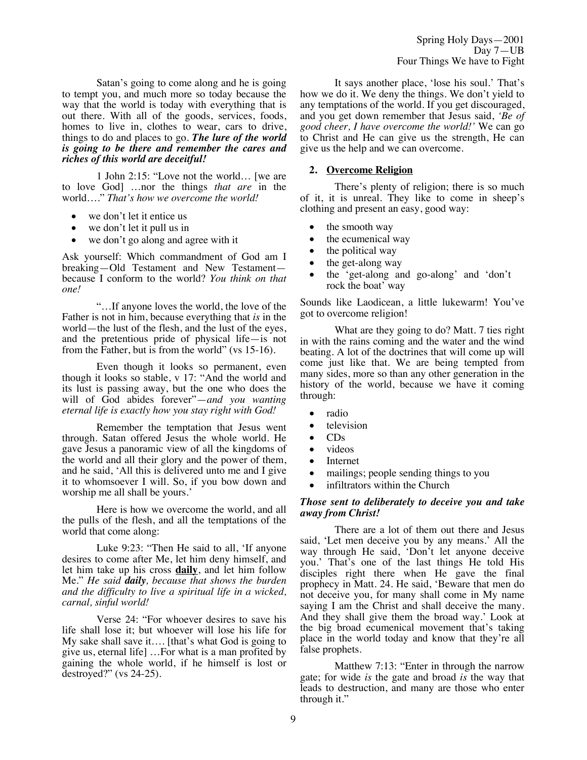Satan's going to come along and he is going to tempt you, and much more so today because the way that the world is today with everything that is out there. With all of the goods, services, foods, homes to live in, clothes to wear, cars to drive, things to do and places to go. ***The lure of the world is going to be there and remember the cares and riches of this world are deceitful!***

1 John 2:15: "Love not the world… [we are to love God] …nor the things *that are* in the world…." *That's how we overcome the world!*

- we don't let it entice us
- we don't let it pull us in
- we don't go along and agree with it

Ask yourself: Which commandment of God am I breaking—Old Testament and New Testament—because I conform to the world? *You think on that one!*

"…If anyone loves the world, the love of the Father is not in him, because everything that *is* in the world—the lust of the flesh, and the lust of the eyes, and the pretentious pride of physical life—is not from the Father, but is from the world" (vs 15-16).

Even though it looks so permanent, even though it looks so stable, v 17: "And the world and its lust is passing away, but the one who does the will of God abides forever"—*and you wanting eternal life is exactly how you stay right with God!*

Remember the temptation that Jesus went through. Satan offered Jesus the whole world. He gave Jesus a panoramic view of all the kingdoms of the world and all their glory and the power of them, and he said, 'All this is delivered unto me and I give it to whomsoever I will. So, if you bow down and worship me all shall be yours.'

Here is how we overcome the world, and all the pulls of the flesh, and all the temptations of the world that come along:

Luke 9:23: "Then He said to all, 'If anyone desires to come after Me, let him deny himself, and let him take up his cross **daily**, and let him follow Me." *He said* ***daily****, because that shows the burden and the difficulty to live a spiritual life in a wicked, carnal, sinful world!*

Verse 24: "For whoever desires to save his life shall lose it; but whoever will lose his life for My sake shall save it…. [that's what God is going to give us, eternal life] …For what is a man profited by gaining the whole world, if he himself is lost or destroyed?" (vs 24-25).

It says another place, 'lose his soul.' That's how we do it. We deny the things. We don't yield to any temptations of the world. If you get discouraged, and you get down remember that Jesus said, *'Be of good cheer, I have overcome the world!'* We can go to Christ and He can give us the strength, He can give us the help and we can overcome.

## 2. Overcome Religion

There's plenty of religion; there is so much of it, it is unreal. They like to come in sheep's clothing and present an easy, good way:

- the smooth way
- the ecumenical way
- the political way
- the get-along way
- the 'get-along and go-along' and 'don't rock the boat' way

Sounds like Laodicean, a little lukewarm! You've got to overcome religion!

What are they going to do? Matt. 7 ties right in with the rains coming and the water and the wind beating. A lot of the doctrines that will come up will come just like that. We are being tempted from many sides, more so than any other generation in the history of the world, because we have it coming through:

- radio
- television
- CDs
- videos
- Internet
- mailings; people sending things to you
- infiltrators within the Church

***Those sent to deliberately to deceive you and take away from Christ!***

There are a lot of them out there and Jesus said, 'Let men deceive you by any means.' All the way through He said, 'Don't let anyone deceive you.' That's one of the last things He told His disciples right there when He gave the final prophecy in Matt. 24. He said, 'Beware that men do not deceive you, for many shall come in My name saying I am the Christ and shall deceive the many. And they shall give them the broad way.' Look at the big broad ecumenical movement that's taking place in the world today and know that they're all false prophets.

Matthew 7:13: "Enter in through the narrow gate; for wide *is* the gate and broad *is* the way that leads to destruction, and many are those who enter through it."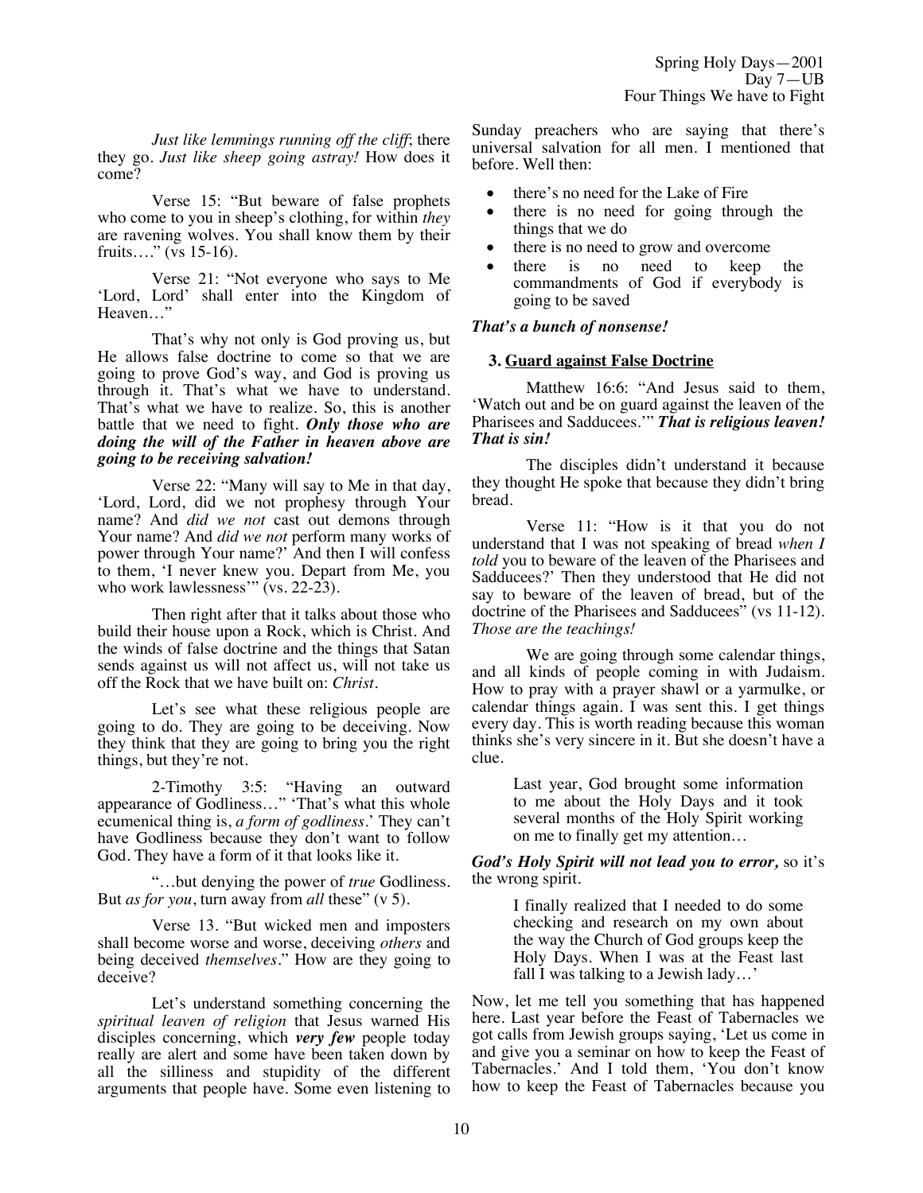*Just like lemmings running off the cliff*; there they go. *Just like sheep going astray!* How does it come?

Verse 15: "But beware of false prophets who come to you in sheep's clothing, for within *they* are ravening wolves. You shall know them by their fruits…." (vs 15-16).

Verse 21: "Not everyone who says to Me 'Lord, Lord' shall enter into the Kingdom of Heaven…"

That's why not only is God proving us, but He allows false doctrine to come so that we are going to prove God's way, and God is proving us through it. That's what we have to understand. That's what we have to realize. So, this is another battle that we need to fight. ***Only those who are doing the will of the Father in heaven above are going to be receiving salvation!***

Verse 22: "Many will say to Me in that day, 'Lord, Lord, did we not prophesy through Your name? And *did we not* cast out demons through Your name? And *did we not* perform many works of power through Your name?' And then I will confess to them, 'I never knew you. Depart from Me, you who work lawlessness'" (vs. 22-23).

Then right after that it talks about those who build their house upon a Rock, which is Christ. And the winds of false doctrine and the things that Satan sends against us will not affect us, will not take us off the Rock that we have built on: *Christ*.

Let's see what these religious people are going to do. They are going to be deceiving. Now they think that they are going to bring you the right things, but they're not.

2-Timothy 3:5: "Having an outward appearance of Godliness…" 'That's what this whole ecumenical thing is, *a form of godliness*.' They can't have Godliness because they don't want to follow God. They have a form of it that looks like it.

"…but denying the power of *true* Godliness. But *as for you*, turn away from *all* these" (v 5).

Verse 13. "But wicked men and imposters shall become worse and worse, deceiving *others* and being deceived *themselves*." How are they going to deceive?

Let's understand something concerning the *spiritual leaven of religion* that Jesus warned His disciples concerning, which ***very few*** people today really are alert and some have been taken down by all the silliness and stupidity of the different arguments that people have. Some even listening to Sunday preachers who are saying that there's universal salvation for all men. I mentioned that before. Well then:

- there's no need for the Lake of Fire
- there is no need for going through the things that we do
- there is no need to grow and overcome
- there is no need to keep the commandments of God if everybody is going to be saved

***That's a bunch of nonsense!***

**3. Guard against False Doctrine**

Matthew 16:6: "And Jesus said to them, 'Watch out and be on guard against the leaven of the Pharisees and Sadducees.'" ***That is religious leaven! That is sin!***

The disciples didn't understand it because they thought He spoke that because they didn't bring bread.

Verse 11: "How is it that you do not understand that I was not speaking of bread *when I told* you to beware of the leaven of the Pharisees and Sadducees?' Then they understood that He did not say to beware of the leaven of bread, but of the doctrine of the Pharisees and Sadducees" (vs 11-12). *Those are the teachings!*

We are going through some calendar things, and all kinds of people coming in with Judaism. How to pray with a prayer shawl or a yarmulke, or calendar things again. I was sent this. I get things every day. This is worth reading because this woman thinks she's very sincere in it. But she doesn't have a clue.

> Last year, God brought some information to me about the Holy Days and it took several months of the Holy Spirit working on me to finally get my attention…

***God's Holy Spirit will not lead you to error,*** so it's the wrong spirit.

> I finally realized that I needed to do some checking and research on my own about the way the Church of God groups keep the Holy Days. When I was at the Feast last fall I was talking to a Jewish lady…'

Now, let me tell you something that has happened here. Last year before the Feast of Tabernacles we got calls from Jewish groups saying, 'Let us come in and give you a seminar on how to keep the Feast of Tabernacles.' And I told them, 'You don't know how to keep the Feast of Tabernacles because you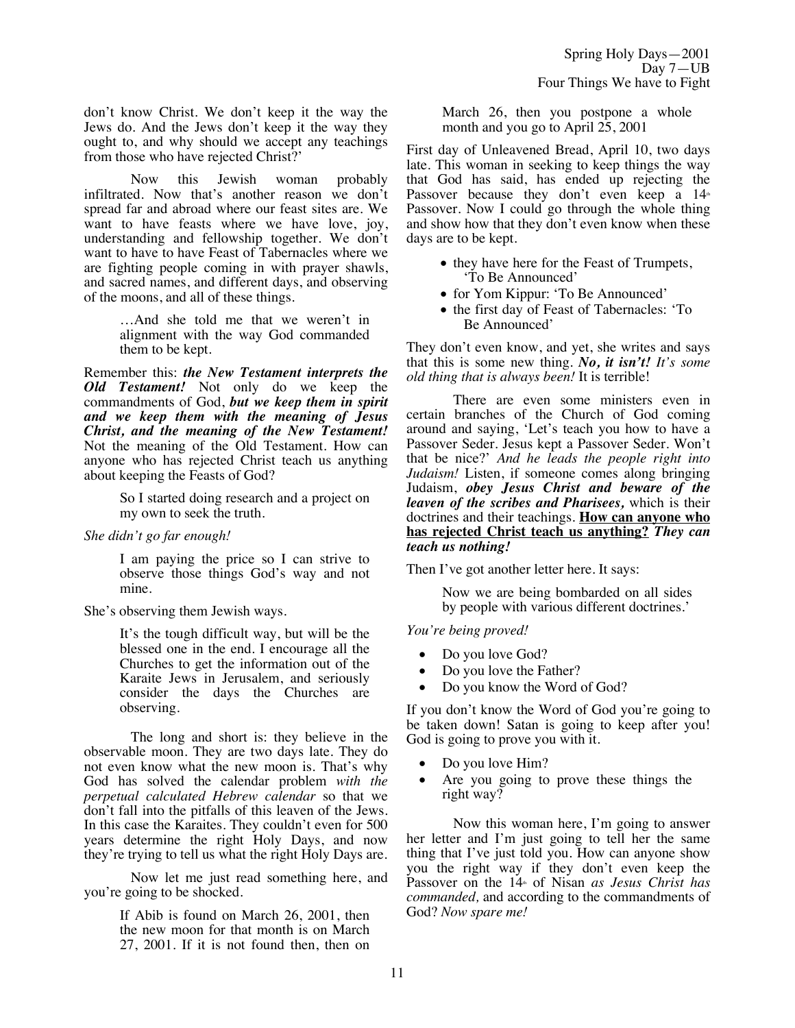don't know Christ. We don't keep it the way the Jews do. And the Jews don't keep it the way they ought to, and why should we accept any teachings from those who have rejected Christ?'

Now this Jewish woman probably infiltrated. Now that's another reason we don't spread far and abroad where our feast sites are. We want to have feasts where we have love, joy, understanding and fellowship together. We don't want to have to have Feast of Tabernacles where we are fighting people coming in with prayer shawls, and sacred names, and different days, and observing of the moons, and all of these things.

> …And she told me that we weren't in alignment with the way God commanded them to be kept.

Remember this: ***the New Testament interprets the Old Testament!*** Not only do we keep the commandments of God, ***but we keep them in spirit and we keep them with the meaning of Jesus Christ, and the meaning of the New Testament!*** Not the meaning of the Old Testament. How can anyone who has rejected Christ teach us anything about keeping the Feasts of God?

> So I started doing research and a project on my own to seek the truth.

*She didn't go far enough!*

> I am paying the price so I can strive to observe those things God's way and not mine.

She's observing them Jewish ways.

> It's the tough difficult way, but will be the blessed one in the end. I encourage all the Churches to get the information out of the Karaite Jews in Jerusalem, and seriously consider the days the Churches are observing.

The long and short is: they believe in the observable moon. They are two days late. They do not even know what the new moon is. That's why God has solved the calendar problem *with the perpetual calculated Hebrew calendar* so that we don't fall into the pitfalls of this leaven of the Jews. In this case the Karaites. They couldn't even for 500 years determine the right Holy Days, and now they're trying to tell us what the right Holy Days are.

Now let me just read something here, and you're going to be shocked.

> If Abib is found on March 26, 2001, then the new moon for that month is on March 27, 2001. If it is not found then, then on March 26, then you postpone a whole month and you go to April 25, 2001

First day of Unleavened Bread, April 10, two days late. This woman in seeking to keep things the way that God has said, has ended up rejecting the Passover because they don't even keep a 14th Passover. Now I could go through the whole thing and show how that they don't even know when these days are to be kept.

- they have here for the Feast of Trumpets, 'To Be Announced'
- for Yom Kippur: 'To Be Announced'
- the first day of Feast of Tabernacles: 'To Be Announced'

They don't even know, and yet, she writes and says that this is some new thing. ***No, it isn't!*** *It's some old thing that is always been!* It is terrible!

There are even some ministers even in certain branches of the Church of God coming around and saying, 'Let's teach you how to have a Passover Seder. Jesus kept a Passover Seder. Won't that be nice?' *And he leads the people right into Judaism!* Listen, if someone comes along bringing Judaism, ***obey Jesus Christ and beware of the leaven of the scribes and Pharisees,*** which is their doctrines and their teachings. <u>**How can anyone who has rejected Christ teach us anything?**</u> ***They can teach us nothing!***

Then I've got another letter here. It says:

> Now we are being bombarded on all sides by people with various different doctrines.'

*You're being proved!*

- Do you love God?
- Do you love the Father?
- Do you know the Word of God?

If you don't know the Word of God you're going to be taken down! Satan is going to keep after you! God is going to prove you with it.

- Do you love Him?
- Are you going to prove these things the right way?

Now this woman here, I'm going to answer her letter and I'm just going to tell her the same thing that I've just told you. How can anyone show you the right way if they don't even keep the Passover on the 14th of Nisan *as Jesus Christ has commanded,* and according to the commandments of God? *Now spare me!*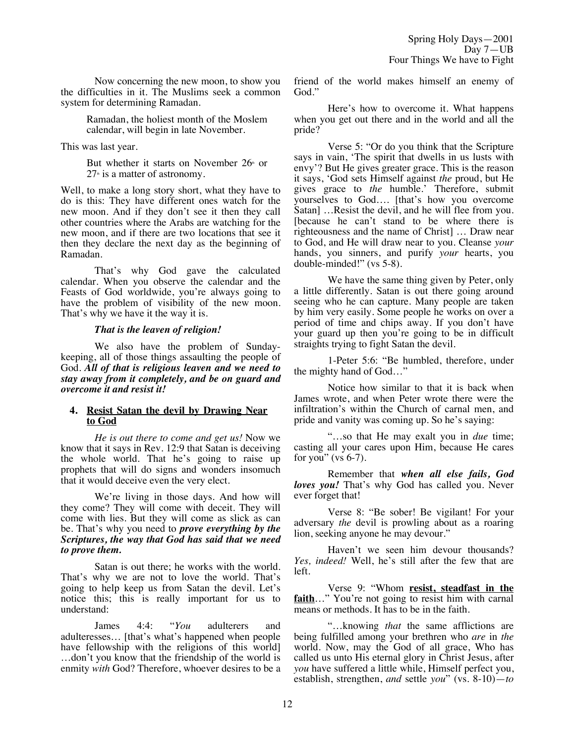Now concerning the new moon, to show you the difficulties in it. The Muslims seek a common system for determining Ramadan.

> Ramadan, the holiest month of the Moslem calendar, will begin in late November.

This was last year.

> But whether it starts on November 26th or 27th is a matter of astronomy.

Well, to make a long story short, what they have to do is this: They have different ones watch for the new moon. And if they don't see it then they call other countries where the Arabs are watching for the new moon, and if there are two locations that see it then they declare the next day as the beginning of Ramadan.

That's why God gave the calculated calendar. When you observe the calendar and the Feasts of God worldwide, you're always going to have the problem of visibility of the new moon. That's why we have it the way it is.

***That is the leaven of religion!***

We also have the problem of Sunday-keeping, all of those things assaulting the people of God. ***All of that is religious leaven and we need to stay away from it completely, and be on guard and overcome it and resist it!***

4. **Resist Satan the devil by Drawing Near to God**

*He is out there to come and get us!* Now we know that it says in Rev. 12:9 that Satan is deceiving the whole world. That he's going to raise up prophets that will do signs and wonders insomuch that it would deceive even the very elect.

We're living in those days. And how will they come? They will come with deceit. They will come with lies. But they will come as slick as can be. That's why you need to ***prove everything by the Scriptures, the way that God has said that we need to prove them.***

Satan is out there; he works with the world. That's why we are not to love the world. That's going to help keep us from Satan the devil. Let's notice this; this is really important for us to understand:

James 4:4: "*You* adulterers and adulteresses… [that's what's happened when people have fellowship with the religions of this world] …don't you know that the friendship of the world is enmity *with* God? Therefore, whoever desires to be a friend of the world makes himself an enemy of God."

Here's how to overcome it. What happens when you get out there and in the world and all the pride?

Verse 5: "Or do you think that the Scripture says in vain, 'The spirit that dwells in us lusts with envy'? But He gives greater grace. This is the reason it says, 'God sets Himself against *the* proud, but He gives grace to *the* humble.' Therefore, submit yourselves to God…. [that's how you overcome Satan] …Resist the devil, and he will flee from you. [because he can't stand to be where there is righteousness and the name of Christ] … Draw near to God, and He will draw near to you. Cleanse *your* hands, you sinners, and purify *your* hearts, you double-minded!" (vs 5-8).

We have the same thing given by Peter, only a little differently. Satan is out there going around seeing who he can capture. Many people are taken by him very easily. Some people he works on over a period of time and chips away. If you don't have your guard up then you're going to be in difficult straights trying to fight Satan the devil.

1-Peter 5:6: "Be humbled, therefore, under the mighty hand of God…"

Notice how similar to that it is back when James wrote, and when Peter wrote there were the infiltration's within the Church of carnal men, and pride and vanity was coming up. So he's saying:

"…so that He may exalt you in *due* time; casting all your cares upon Him, because He cares for you" (vs 6-7).

Remember that ***when all else fails, God loves you!*** That's why God has called you. Never ever forget that!

Verse 8: "Be sober! Be vigilant! For your adversary *the* devil is prowling about as a roaring lion, seeking anyone he may devour."

Haven't we seen him devour thousands? *Yes, indeed!* Well, he's still after the few that are left.

Verse 9: "Whom **resist, steadfast in the faith**…" You're not going to resist him with carnal means or methods. It has to be in the faith.

"…knowing *that* the same afflictions are being fulfilled among your brethren who *are* in *the* world. Now, may the God of all grace, Who has called us unto His eternal glory in Christ Jesus, after *you* have suffered a little while, Himself perfect you, establish, strengthen, *and* settle *you*" (vs. 8-10)—*to*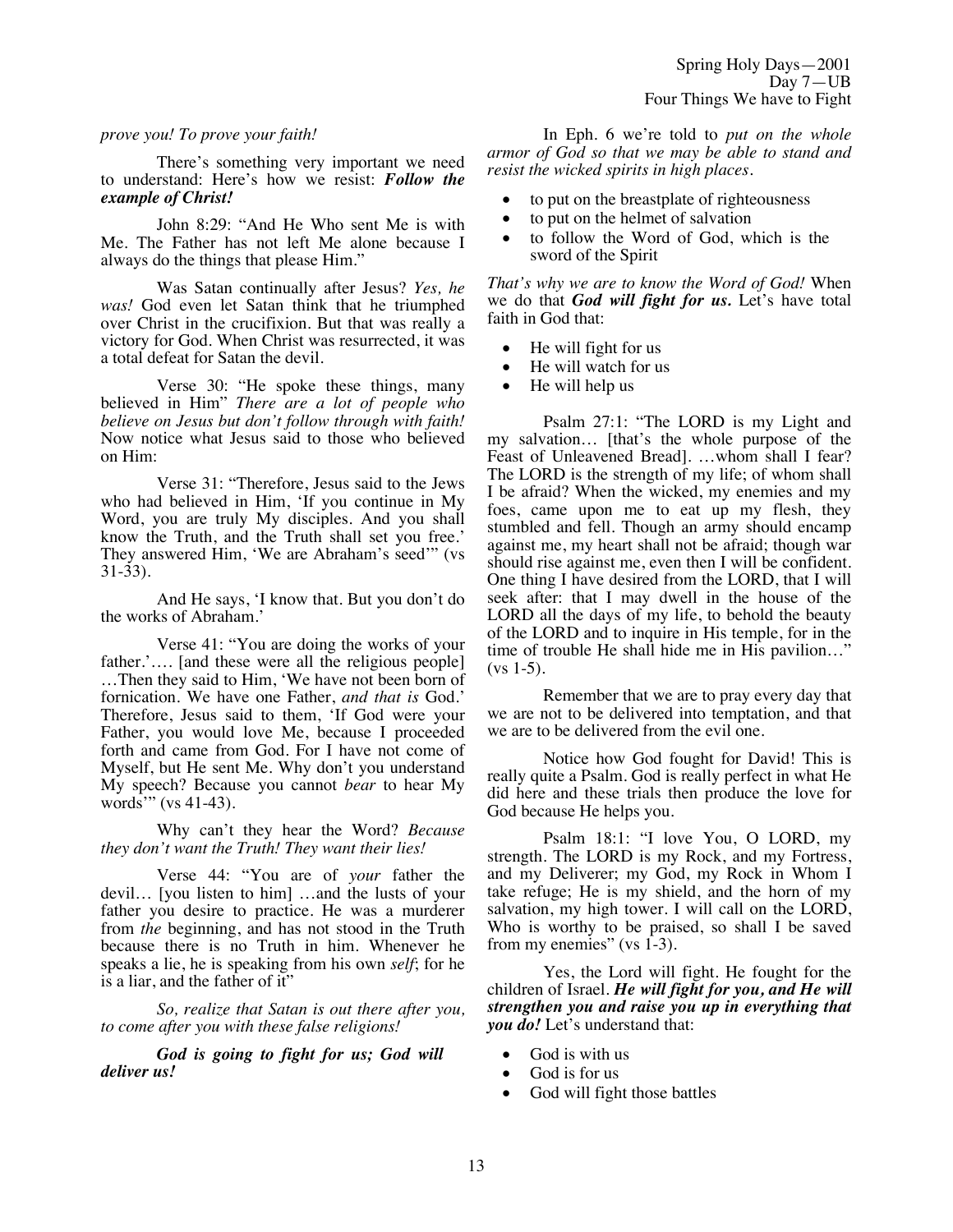*prove you! To prove your faith!*

There's something very important we need to understand: Here's how we resist: ***Follow the example of Christ!***

John 8:29: "And He Who sent Me is with Me. The Father has not left Me alone because I always do the things that please Him."

Was Satan continually after Jesus? *Yes, he was!* God even let Satan think that he triumphed over Christ in the crucifixion. But that was really a victory for God. When Christ was resurrected, it was a total defeat for Satan the devil.

Verse 30: "He spoke these things, many believed in Him" *There are a lot of people who believe on Jesus but don't follow through with faith!* Now notice what Jesus said to those who believed on Him:

Verse 31: "Therefore, Jesus said to the Jews who had believed in Him, 'If you continue in My Word, you are truly My disciples. And you shall know the Truth, and the Truth shall set you free.' They answered Him, 'We are Abraham's seed'" (vs 31-33).

And He says, 'I know that. But you don't do the works of Abraham.'

Verse 41: "You are doing the works of your father.'…. [and these were all the religious people] …Then they said to Him, 'We have not been born of fornication. We have one Father, *and that is* God.' Therefore, Jesus said to them, 'If God were your Father, you would love Me, because I proceeded forth and came from God. For I have not come of Myself, but He sent Me. Why don't you understand My speech? Because you cannot *bear* to hear My words'" (vs 41-43).

Why can't they hear the Word? *Because they don't want the Truth! They want their lies!*

Verse 44: "You are of *your* father the devil… [you listen to him] …and the lusts of your father you desire to practice. He was a murderer from *the* beginning, and has not stood in the Truth because there is no Truth in him. Whenever he speaks a lie, he is speaking from his own *self*; for he is a liar, and the father of it"

*So, realize that Satan is out there after you, to come after you with these false religions!*

***God is going to fight for us; God will deliver us!***

In Eph. 6 we're told to *put on the whole armor of God so that we may be able to stand and resist the wicked spirits in high places.*

- to put on the breastplate of righteousness
- to put on the helmet of salvation
- to follow the Word of God, which is the sword of the Spirit

*That's why we are to know the Word of God!* When we do that ***God will fight for us.*** Let's have total faith in God that:

- He will fight for us
- He will watch for us
- He will help us

Psalm 27:1: "The LORD is my Light and my salvation… [that's the whole purpose of the Feast of Unleavened Bread]. …whom shall I fear? The LORD is the strength of my life; of whom shall I be afraid? When the wicked, my enemies and my foes, came upon me to eat up my flesh, they stumbled and fell. Though an army should encamp against me, my heart shall not be afraid; though war should rise against me, even then I will be confident. One thing I have desired from the LORD, that I will seek after: that I may dwell in the house of the LORD all the days of my life, to behold the beauty of the LORD and to inquire in His temple, for in the time of trouble He shall hide me in His pavilion…" (vs 1-5).

Remember that we are to pray every day that we are not to be delivered into temptation, and that we are to be delivered from the evil one.

Notice how God fought for David! This is really quite a Psalm. God is really perfect in what He did here and these trials then produce the love for God because He helps you.

Psalm 18:1: "I love You, O LORD, my strength. The LORD is my Rock, and my Fortress, and my Deliverer; my God, my Rock in Whom I take refuge; He is my shield, and the horn of my salvation, my high tower. I will call on the LORD, Who is worthy to be praised, so shall I be saved from my enemies" (vs 1-3).

Yes, the Lord will fight. He fought for the children of Israel. ***He will fight for you, and He will strengthen you and raise you up in everything that you do!*** Let's understand that:

- God is with us
- God is for us
- God will fight those battles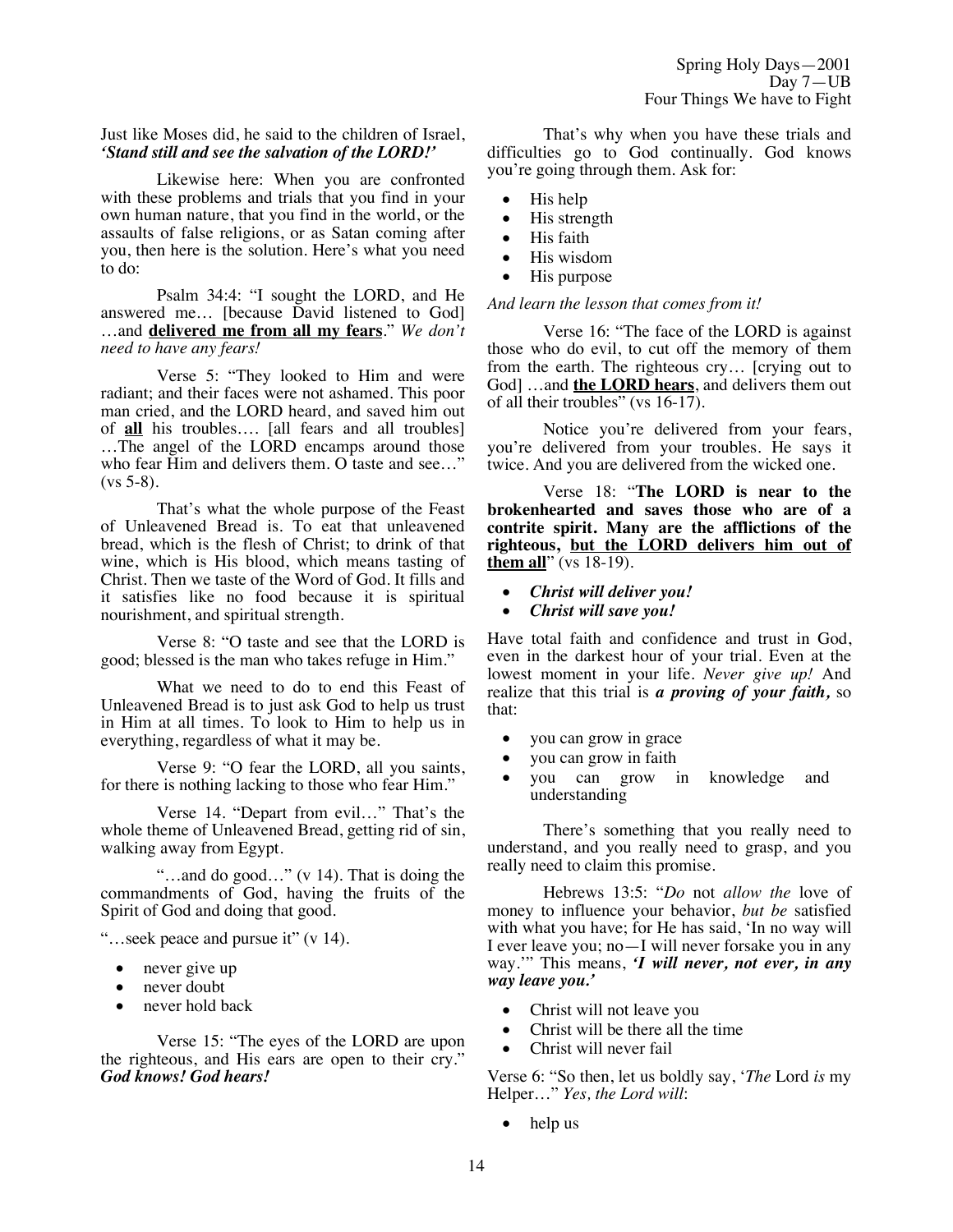Just like Moses did, he said to the children of Israel, ***'Stand still and see the salvation of the LORD!'***

Likewise here: When you are confronted with these problems and trials that you find in your own human nature, that you find in the world, or the assaults of false religions, or as Satan coming after you, then here is the solution. Here's what you need to do:

Psalm 34:4: "I sought the LORD, and He answered me… [because David listened to God] …and **<u>delivered me from all my fears</u>**." *We don't need to have any fears!*

Verse 5: "They looked to Him and were radiant; and their faces were not ashamed. This poor man cried, and the LORD heard, and saved him out of **<u>all</u>** his troubles…. [all fears and all troubles] …The angel of the LORD encamps around those who fear Him and delivers them. O taste and see…" (vs 5-8).

That's what the whole purpose of the Feast of Unleavened Bread is. To eat that unleavened bread, which is the flesh of Christ; to drink of that wine, which is His blood, which means tasting of Christ. Then we taste of the Word of God. It fills and it satisfies like no food because it is spiritual nourishment, and spiritual strength.

Verse 8: "O taste and see that the LORD is good; blessed is the man who takes refuge in Him."

What we need to do to end this Feast of Unleavened Bread is to just ask God to help us trust in Him at all times. To look to Him to help us in everything, regardless of what it may be.

Verse 9: "O fear the LORD, all you saints, for there is nothing lacking to those who fear Him."

Verse 14. "Depart from evil…" That's the whole theme of Unleavened Bread, getting rid of sin, walking away from Egypt.

"…and do good…" (v 14). That is doing the commandments of God, having the fruits of the Spirit of God and doing that good.

"…seek peace and pursue it" (v 14).

- never give up
- never doubt
- never hold back

Verse 15: "The eyes of the LORD are upon the righteous, and His ears are open to their cry." ***God knows! God hears!***

That's why when you have these trials and difficulties go to God continually. God knows you're going through them. Ask for:

- His help
- His strength
- His faith
- His wisdom
- His purpose

*And learn the lesson that comes from it!*

Verse 16: "The face of the LORD is against those who do evil, to cut off the memory of them from the earth. The righteous cry… [crying out to God] …and **<u>the LORD hears</u>**, and delivers them out of all their troubles" (vs 16-17).

Notice you're delivered from your fears, you're delivered from your troubles. He says it twice. And you are delivered from the wicked one.

Verse 18: "**The LORD is near to the brokenhearted and saves those who are of a contrite spirit. Many are the afflictions of the righteous, <u>but the LORD delivers him out of them all</u>**" (vs 18-19).

- ***Christ will deliver you!***
- ***Christ will save you!***

Have total faith and confidence and trust in God, even in the darkest hour of your trial. Even at the lowest moment in your life. *Never give up!* And realize that this trial is ***a proving of your faith,*** so that:

- you can grow in grace
- you can grow in faith
- you can grow in knowledge and understanding

There's something that you really need to understand, and you really need to grasp, and you really need to claim this promise.

Hebrews 13:5: "*Do* not *allow the* love of money to influence your behavior, *but be* satisfied with what you have; for He has said, 'In no way will I ever leave you; no—I will never forsake you in any way.'" This means, ***'I will never, not ever, in any way leave you.'***

- Christ will not leave you
- Christ will be there all the time
- Christ will never fail

Verse 6: "So then, let us boldly say, '*The* Lord *is* my Helper…" *Yes, the Lord will*:

- help us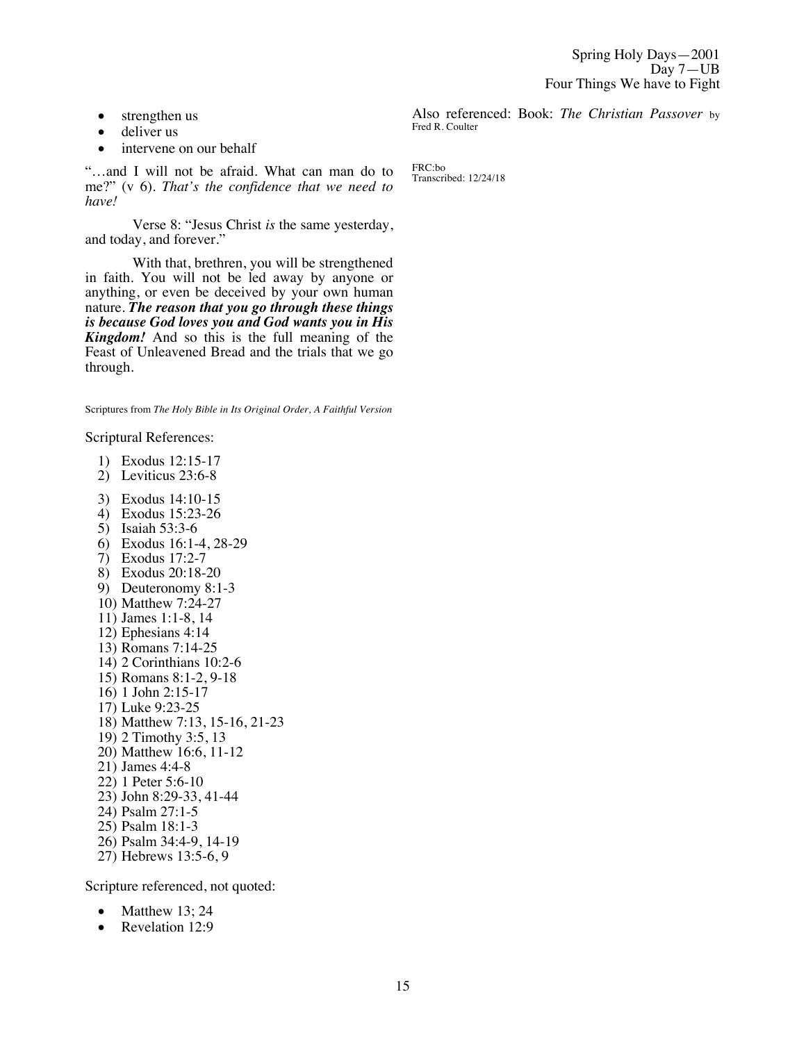- strengthen us
- deliver us
- intervene on our behalf

"…and I will not be afraid. What can man do to me?" (v 6). *That's the confidence that we need to have!*

Verse 8: "Jesus Christ *is* the same yesterday, and today, and forever."

With that, brethren, you will be strengthened in faith. You will not be led away by anyone or anything, or even be deceived by your own human nature. ***The reason that you go through these things is because God loves you and God wants you in His Kingdom!*** And so this is the full meaning of the Feast of Unleavened Bread and the trials that we go through.

Scriptures from *The Holy Bible in Its Original Order, A Faithful Version*

Scriptural References:

1) Exodus 12:15-17
2) Leviticus 23:6-8
3) Exodus 14:10-15
4) Exodus 15:23-26
5) Isaiah 53:3-6
6) Exodus 16:1-4, 28-29
7) Exodus 17:2-7
8) Exodus 20:18-20
9) Deuteronomy 8:1-3
10) Matthew 7:24-27
11) James 1:1-8, 14
12) Ephesians 4:14
13) Romans 7:14-25
14) 2 Corinthians 10:2-6
15) Romans 8:1-2, 9-18
16) 1 John 2:15-17
17) Luke 9:23-25
18) Matthew 7:13, 15-16, 21-23
19) 2 Timothy 3:5, 13
20) Matthew 16:6, 11-12
21) James 4:4-8
22) 1 Peter 5:6-10
23) John 8:29-33, 41-44
24) Psalm 27:1-5
25) Psalm 18:1-3
26) Psalm 34:4-9, 14-19
27) Hebrews 13:5-6, 9

Scripture referenced, not quoted:

- Matthew 13; 24
- Revelation 12:9

Also referenced: Book: *The Christian Passover* by Fred R. Coulter

FRC:bo
Transcribed: 12/24/18